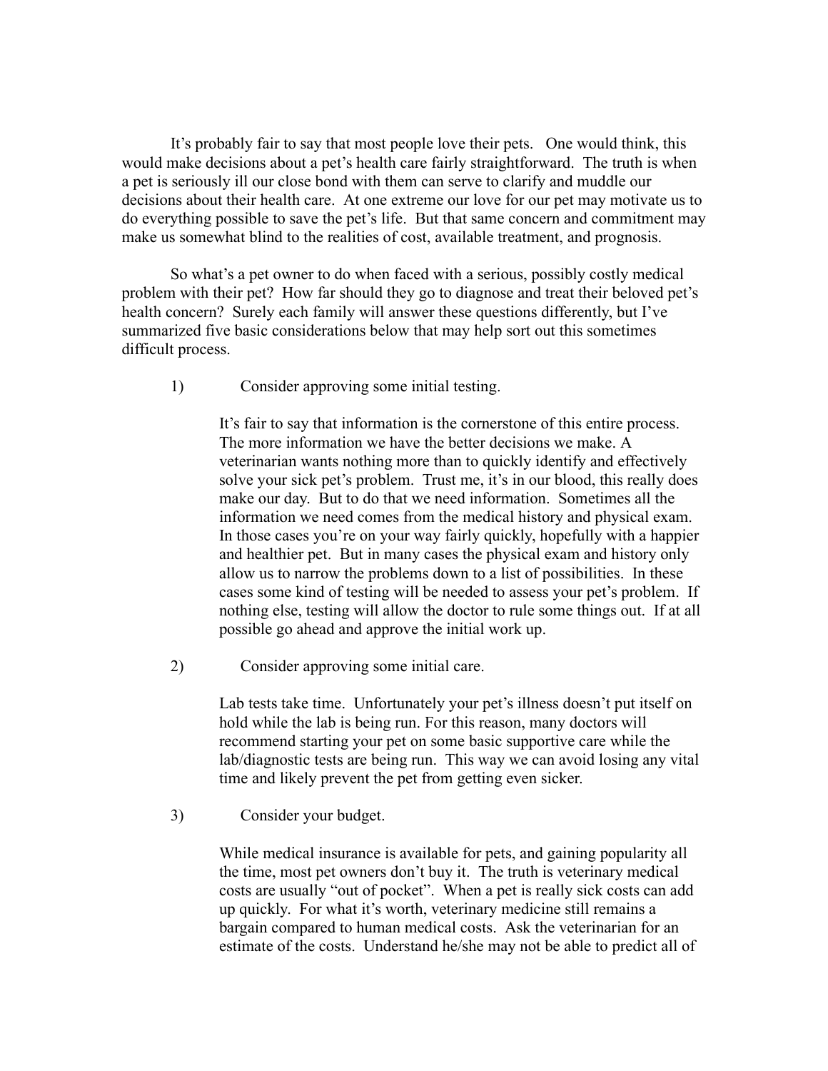It's probably fair to say that most people love their pets. One would think, this would make decisions about a pet's health care fairly straightforward. The truth is when a pet is seriously ill our close bond with them can serve to clarify and muddle our decisions about their health care. At one extreme our love for our pet may motivate us to do everything possible to save the pet's life. But that same concern and commitment may make us somewhat blind to the realities of cost, available treatment, and prognosis.

So what's a pet owner to do when faced with a serious, possibly costly medical problem with their pet? How far should they go to diagnose and treat their beloved pet's health concern? Surely each family will answer these questions differently, but I've summarized five basic considerations below that may help sort out this sometimes difficult process.

1) Consider approving some initial testing.

   It's fair to say that information is the cornerstone of this entire process. The more information we have the better decisions we make. A veterinarian wants nothing more than to quickly identify and effectively solve your sick pet's problem. Trust me, it's in our blood, this really does make our day. But to do that we need information. Sometimes all the information we need comes from the medical history and physical exam. In those cases you're on your way fairly quickly, hopefully with a happier and healthier pet. But in many cases the physical exam and history only allow us to narrow the problems down to a list of possibilities. In these cases some kind of testing will be needed to assess your pet's problem. If nothing else, testing will allow the doctor to rule some things out. If at all possible go ahead and approve the initial work up.

2) Consider approving some initial care.

   Lab tests take time. Unfortunately your pet's illness doesn't put itself on hold while the lab is being run. For this reason, many doctors will recommend starting your pet on some basic supportive care while the lab/diagnostic tests are being run. This way we can avoid losing any vital time and likely prevent the pet from getting even sicker.

3) Consider your budget.

   While medical insurance is available for pets, and gaining popularity all the time, most pet owners don't buy it. The truth is veterinary medical costs are usually "out of pocket". When a pet is really sick costs can add up quickly. For what it's worth, veterinary medicine still remains a bargain compared to human medical costs. Ask the veterinarian for an estimate of the costs. Understand he/she may not be able to predict all of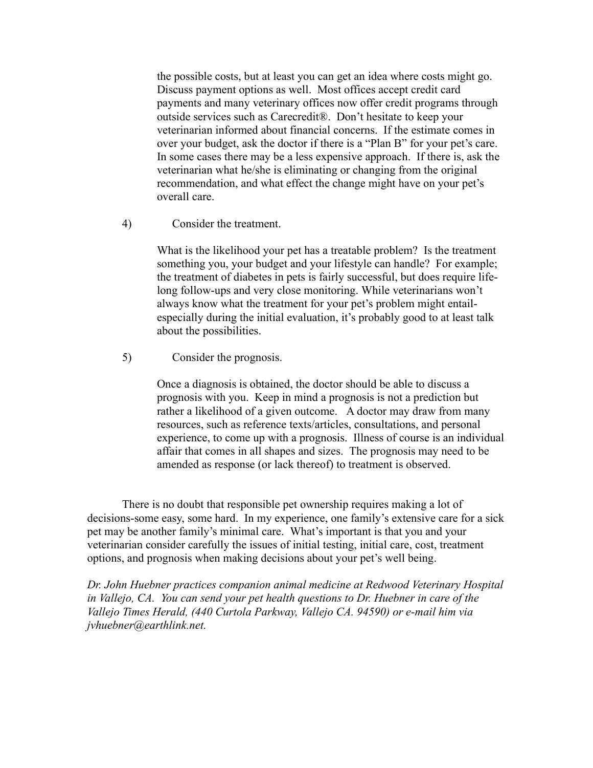the possible costs, but at least you can get an idea where costs might go. Discuss payment options as well. Most offices accept credit card payments and many veterinary offices now offer credit programs through outside services such as Carecredit®. Don't hesitate to keep your veterinarian informed about financial concerns. If the estimate comes in over your budget, ask the doctor if there is a "Plan B" for your pet's care. In some cases there may be a less expensive approach. If there is, ask the veterinarian what he/she is eliminating or changing from the original recommendation, and what effect the change might have on your pet's overall care.

4) Consider the treatment.

What is the likelihood your pet has a treatable problem? Is the treatment something you, your budget and your lifestyle can handle? For example; the treatment of diabetes in pets is fairly successful, but does require life-long follow-ups and very close monitoring. While veterinarians won't always know what the treatment for your pet's problem might entail-especially during the initial evaluation, it's probably good to at least talk about the possibilities.

5) Consider the prognosis.

Once a diagnosis is obtained, the doctor should be able to discuss a prognosis with you. Keep in mind a prognosis is not a prediction but rather a likelihood of a given outcome. A doctor may draw from many resources, such as reference texts/articles, consultations, and personal experience, to come up with a prognosis. Illness of course is an individual affair that comes in all shapes and sizes. The prognosis may need to be amended as response (or lack thereof) to treatment is observed.

There is no doubt that responsible pet ownership requires making a lot of decisions-some easy, some hard. In my experience, one family's extensive care for a sick pet may be another family's minimal care. What's important is that you and your veterinarian consider carefully the issues of initial testing, initial care, cost, treatment options, and prognosis when making decisions about your pet's well being.

*Dr. John Huebner practices companion animal medicine at Redwood Veterinary Hospital in Vallejo, CA. You can send your pet health questions to Dr. Huebner in care of the Vallejo Times Herald, (440 Curtola Parkway, Vallejo CA. 94590) or e-mail him via jvhuebner@earthlink.net.*